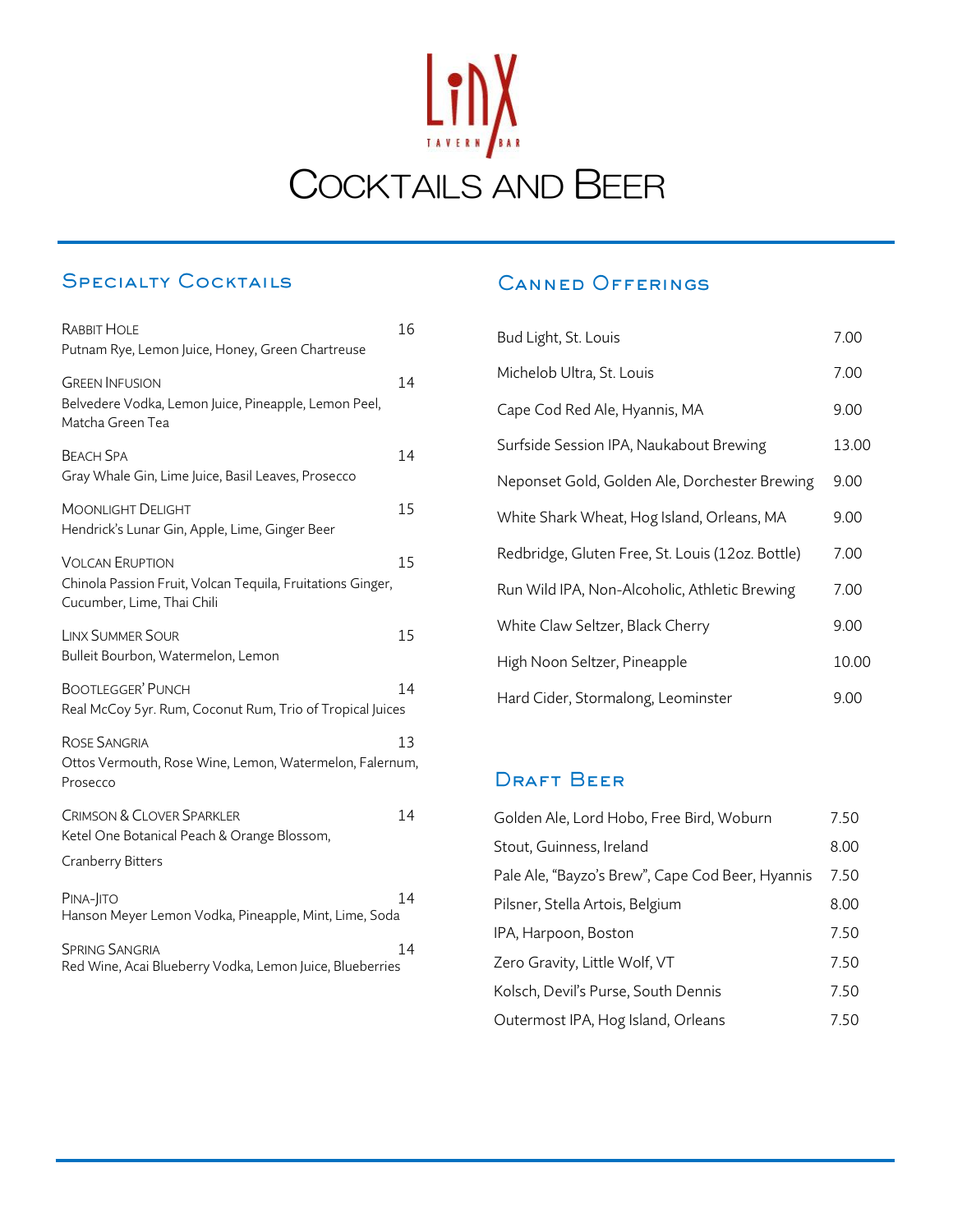# LinX

TAVERN | BAR

# Cocktails and Beer

## Specialty Cocktails

**Rabbit Hole** — 16
Putnam Rye, Lemon Juice, Honey, Green Chartreuse

**Green Infusion** — 14
Belvedere Vodka, Lemon Juice, Pineapple, Lemon Peel, Matcha Green Tea

**Beach Spa** — 14
Gray Whale Gin, Lime Juice, Basil Leaves, Prosecco

**Moonlight Delight** — 15
Hendrick's Lunar Gin, Apple, Lime, Ginger Beer

**Volcan Eruption** — 15
Chinola Passion Fruit, Volcan Tequila, Fruitations Ginger, Cucumber, Lime, Thai Chili

**Linx Summer Sour** — 15
Bulleit Bourbon, Watermelon, Lemon

**Bootlegger' Punch** — 14
Real McCoy 5yr. Rum, Coconut Rum, Trio of Tropical Juices

**Rose Sangria** — 13
Ottos Vermouth, Rose Wine, Lemon, Watermelon, Falernum, Prosecco

**Crimson & Clover Sparkler** — 14
Ketel One Botanical Peach & Orange Blossom, Cranberry Bitters

**Pina-Jito** — 14
Hanson Meyer Lemon Vodka, Pineapple, Mint, Lime, Soda

**Spring Sangria** — 14
Red Wine, Acai Blueberry Vodka, Lemon Juice, Blueberries

## Canned Offerings

| Item | Price |
|---|---|
| Bud Light, St. Louis | 7.00 |
| Michelob Ultra, St. Louis | 7.00 |
| Cape Cod Red Ale, Hyannis, MA | 9.00 |
| Surfside Session IPA, Naukabout Brewing | 13.00 |
| Neponset Gold, Golden Ale, Dorchester Brewing | 9.00 |
| White Shark Wheat, Hog Island, Orleans, MA | 9.00 |
| Redbridge, Gluten Free, St. Louis (12oz. Bottle) | 7.00 |
| Run Wild IPA, Non-Alcoholic, Athletic Brewing | 7.00 |
| White Claw Seltzer, Black Cherry | 9.00 |
| High Noon Seltzer, Pineapple | 10.00 |
| Hard Cider, Stormalong, Leominster | 9.00 |

## Draft Beer

| Item | Price |
|---|---|
| Golden Ale, Lord Hobo, Free Bird, Woburn | 7.50 |
| Stout, Guinness, Ireland | 8.00 |
| Pale Ale, "Bayzo's Brew", Cape Cod Beer, Hyannis | 7.50 |
| Pilsner, Stella Artois, Belgium | 8.00 |
| IPA, Harpoon, Boston | 7.50 |
| Zero Gravity, Little Wolf, VT | 7.50 |
| Kolsch, Devil's Purse, South Dennis | 7.50 |
| Outermost IPA, Hog Island, Orleans | 7.50 |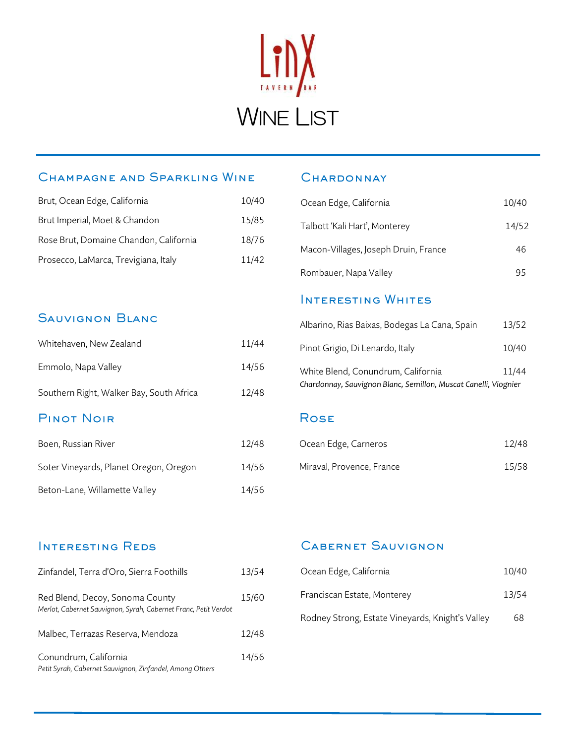# LinX Tavern Bar

# Wine List

## Champagne and Sparkling Wine

| | |
|---|---|
| Brut, Ocean Edge, California | 10/40 |
| Brut Imperial, Moet & Chandon | 15/85 |
| Rose Brut, Domaine Chandon, California | 18/76 |
| Prosecco, LaMarca, Trevigiana, Italy | 11/42 |

## Sauvignon Blanc

| | |
|---|---|
| Whitehaven, New Zealand | 11/44 |
| Emmolo, Napa Valley | 14/56 |
| Southern Right, Walker Bay, South Africa | 12/48 |

## Pinot Noir

| | |
|---|---|
| Boen, Russian River | 12/48 |
| Soter Vineyards, Planet Oregon, Oregon | 14/56 |
| Beton-Lane, Willamette Valley | 14/56 |

## Chardonnay

| | |
|---|---|
| Ocean Edge, California | 10/40 |
| Talbott 'Kali Hart', Monterey | 14/52 |
| Macon-Villages, Joseph Druin, France | 46 |
| Rombauer, Napa Valley | 95 |

## Interesting Whites

| | |
|---|---|
| Albarino, Rias Baixas, Bodegas La Cana, Spain | 13/52 |
| Pinot Grigio, Di Lenardo, Italy | 10/40 |
| White Blend, Conundrum, California<br>*Chardonnay, Sauvignon Blanc, Semillon, Muscat Canelli, Viognier* | 11/44 |

## Rose

| | |
|---|---|
| Ocean Edge, Carneros | 12/48 |
| Miraval, Provence, France | 15/58 |

## Interesting Reds

| | |
|---|---|
| Zinfandel, Terra d'Oro, Sierra Foothills | 13/54 |
| Red Blend, Decoy, Sonoma County<br>*Merlot, Cabernet Sauvignon, Syrah, Cabernet Franc, Petit Verdot* | 15/60 |
| Malbec, Terrazas Reserva, Mendoza | 12/48 |
| Conundrum, California<br>*Petit Syrah, Cabernet Sauvignon, Zinfandel, Among Others* | 14/56 |

## Cabernet Sauvignon

| | |
|---|---|
| Ocean Edge, California | 10/40 |
| Franciscan Estate, Monterey | 13/54 |
| Rodney Strong, Estate Vineyards, Knight's Valley | 68 |